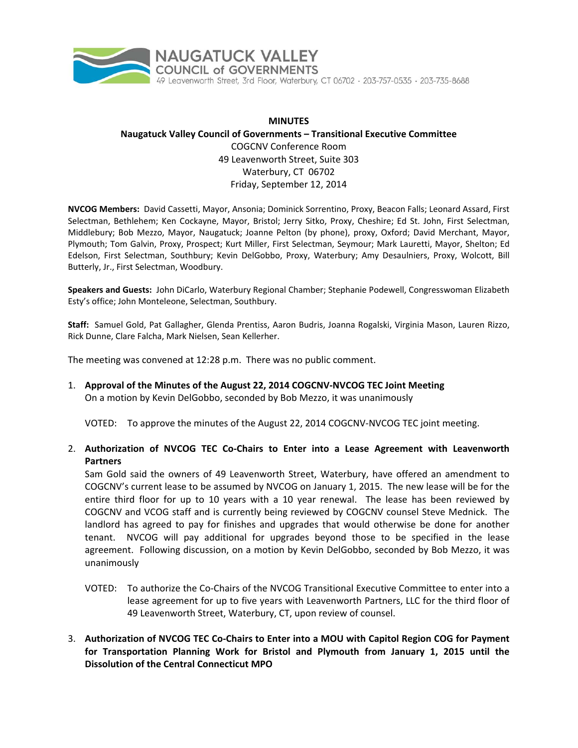**NAUGATUCK VALLEY COUNCIL of GOVERNMENTS**
49 Leavenworth Street, 3rd Floor, Waterbury, CT 06702 · 203-757-0535 · 203-735-8688

# MINUTES

## Naugatuck Valley Council of Governments – Transitional Executive Committee

COGCNV Conference Room
49 Leavenworth Street, Suite 303
Waterbury, CT 06702
Friday, September 12, 2014

**NVCOG Members:** David Cassetti, Mayor, Ansonia; Dominick Sorrentino, Proxy, Beacon Falls; Leonard Assard, First Selectman, Bethlehem; Ken Cockayne, Mayor, Bristol; Jerry Sitko, Proxy, Cheshire; Ed St. John, First Selectman, Middlebury; Bob Mezzo, Mayor, Naugatuck; Joanne Pelton (by phone), proxy, Oxford; David Merchant, Mayor, Plymouth; Tom Galvin, Proxy, Prospect; Kurt Miller, First Selectman, Seymour; Mark Lauretti, Mayor, Shelton; Ed Edelson, First Selectman, Southbury; Kevin DelGobbo, Proxy, Waterbury; Amy Desaulniers, Proxy, Wolcott, Bill Butterly, Jr., First Selectman, Woodbury.

**Speakers and Guests:** John DiCarlo, Waterbury Regional Chamber; Stephanie Podewell, Congresswoman Elizabeth Esty's office; John Monteleone, Selectman, Southbury.

**Staff:** Samuel Gold, Pat Gallagher, Glenda Prentiss, Aaron Budris, Joanna Rogalski, Virginia Mason, Lauren Rizzo, Rick Dunne, Clare Falcha, Mark Nielsen, Sean Kellerher.

The meeting was convened at 12:28 p.m. There was no public comment.

1. **Approval of the Minutes of the August 22, 2014 COGCNV-NVCOG TEC Joint Meeting**
   On a motion by Kevin DelGobbo, seconded by Bob Mezzo, it was unanimously

   VOTED: To approve the minutes of the August 22, 2014 COGCNV-NVCOG TEC joint meeting.

2. **Authorization of NVCOG TEC Co-Chairs to Enter into a Lease Agreement with Leavenworth Partners**
   Sam Gold said the owners of 49 Leavenworth Street, Waterbury, have offered an amendment to COGCNV's current lease to be assumed by NVCOG on January 1, 2015. The new lease will be for the entire third floor for up to 10 years with a 10 year renewal. The lease has been reviewed by COGCNV and VCOG staff and is currently being reviewed by COGCNV counsel Steve Mednick. The landlord has agreed to pay for finishes and upgrades that would otherwise be done for another tenant. NVCOG will pay additional for upgrades beyond those to be specified in the lease agreement. Following discussion, on a motion by Kevin DelGobbo, seconded by Bob Mezzo, it was unanimously

   VOTED: To authorize the Co-Chairs of the NVCOG Transitional Executive Committee to enter into a lease agreement for up to five years with Leavenworth Partners, LLC for the third floor of 49 Leavenworth Street, Waterbury, CT, upon review of counsel.

3. **Authorization of NVCOG TEC Co-Chairs to Enter into a MOU with Capitol Region COG for Payment for Transportation Planning Work for Bristol and Plymouth from January 1, 2015 until the Dissolution of the Central Connecticut MPO**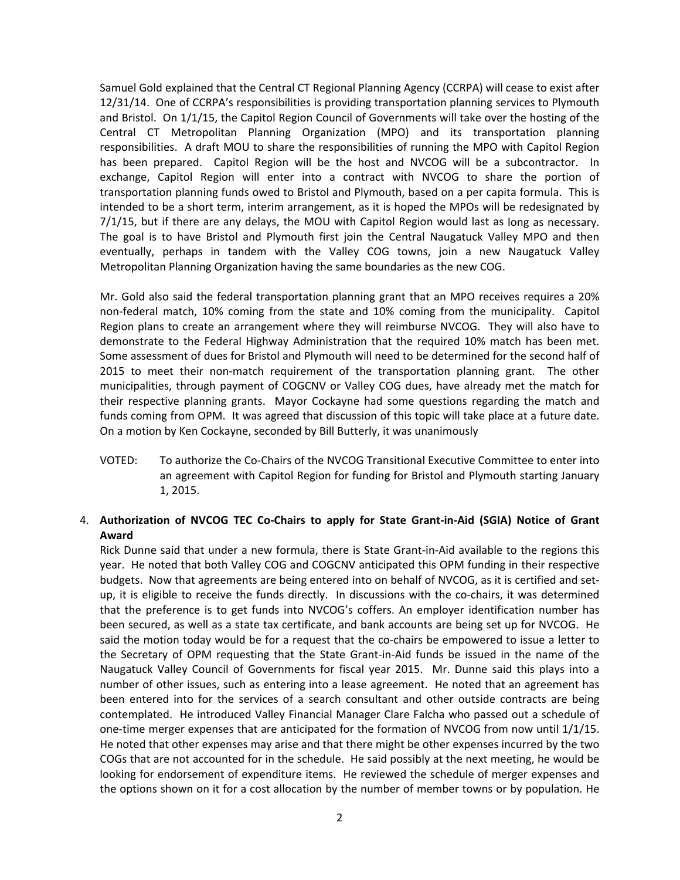Samuel Gold explained that the Central CT Regional Planning Agency (CCRPA) will cease to exist after 12/31/14. One of CCRPA's responsibilities is providing transportation planning services to Plymouth and Bristol. On 1/1/15, the Capitol Region Council of Governments will take over the hosting of the Central CT Metropolitan Planning Organization (MPO) and its transportation planning responsibilities. A draft MOU to share the responsibilities of running the MPO with Capitol Region has been prepared. Capitol Region will be the host and NVCOG will be a subcontractor. In exchange, Capitol Region will enter into a contract with NVCOG to share the portion of transportation planning funds owed to Bristol and Plymouth, based on a per capita formula. This is intended to be a short term, interim arrangement, as it is hoped the MPOs will be redesignated by 7/1/15, but if there are any delays, the MOU with Capitol Region would last as long as necessary. The goal is to have Bristol and Plymouth first join the Central Naugatuck Valley MPO and then eventually, perhaps in tandem with the Valley COG towns, join a new Naugatuck Valley Metropolitan Planning Organization having the same boundaries as the new COG.

Mr. Gold also said the federal transportation planning grant that an MPO receives requires a 20% non-federal match, 10% coming from the state and 10% coming from the municipality. Capitol Region plans to create an arrangement where they will reimburse NVCOG. They will also have to demonstrate to the Federal Highway Administration that the required 10% match has been met. Some assessment of dues for Bristol and Plymouth will need to be determined for the second half of 2015 to meet their non-match requirement of the transportation planning grant. The other municipalities, through payment of COGCNV or Valley COG dues, have already met the match for their respective planning grants. Mayor Cockayne had some questions regarding the match and funds coming from OPM. It was agreed that discussion of this topic will take place at a future date. On a motion by Ken Cockayne, seconded by Bill Butterly, it was unanimously

VOTED: To authorize the Co-Chairs of the NVCOG Transitional Executive Committee to enter into an agreement with Capitol Region for funding for Bristol and Plymouth starting January 1, 2015.

4. **Authorization of NVCOG TEC Co-Chairs to apply for State Grant-in-Aid (SGIA) Notice of Grant Award**

   Rick Dunne said that under a new formula, there is State Grant-in-Aid available to the regions this year. He noted that both Valley COG and COGCNV anticipated this OPM funding in their respective budgets. Now that agreements are being entered into on behalf of NVCOG, as it is certified and set-up, it is eligible to receive the funds directly. In discussions with the co-chairs, it was determined that the preference is to get funds into NVCOG's coffers. An employer identification number has been secured, as well as a state tax certificate, and bank accounts are being set up for NVCOG. He said the motion today would be for a request that the co-chairs be empowered to issue a letter to the Secretary of OPM requesting that the State Grant-in-Aid funds be issued in the name of the Naugatuck Valley Council of Governments for fiscal year 2015. Mr. Dunne said this plays into a number of other issues, such as entering into a lease agreement. He noted that an agreement has been entered into for the services of a search consultant and other outside contracts are being contemplated. He introduced Valley Financial Manager Clare Falcha who passed out a schedule of one-time merger expenses that are anticipated for the formation of NVCOG from now until 1/1/15. He noted that other expenses may arise and that there might be other expenses incurred by the two COGs that are not accounted for in the schedule. He said possibly at the next meeting, he would be looking for endorsement of expenditure items. He reviewed the schedule of merger expenses and the options shown on it for a cost allocation by the number of member towns or by population. He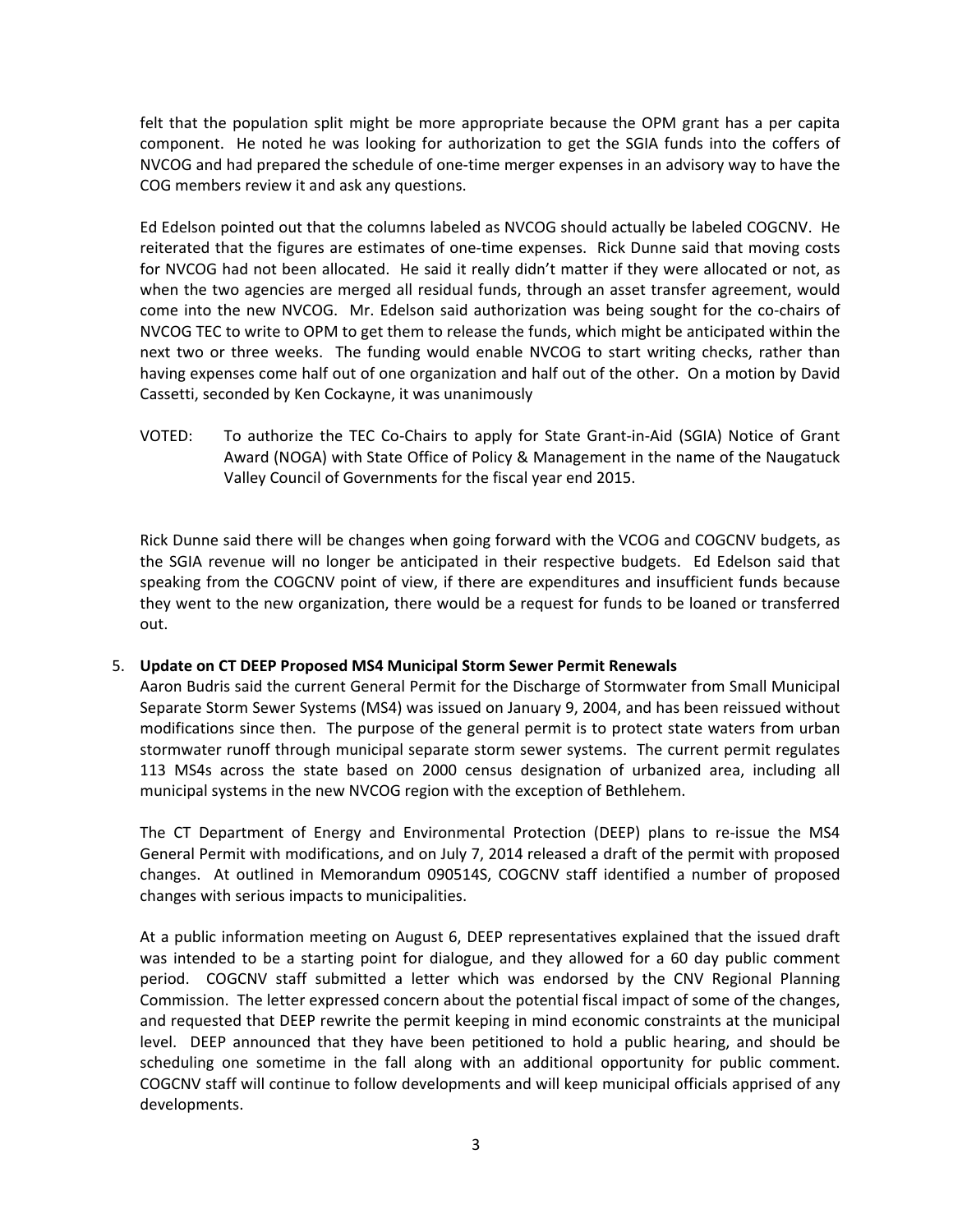felt that the population split might be more appropriate because the OPM grant has a per capita component. He noted he was looking for authorization to get the SGIA funds into the coffers of NVCOG and had prepared the schedule of one-time merger expenses in an advisory way to have the COG members review it and ask any questions.

Ed Edelson pointed out that the columns labeled as NVCOG should actually be labeled COGCNV. He reiterated that the figures are estimates of one-time expenses. Rick Dunne said that moving costs for NVCOG had not been allocated. He said it really didn't matter if they were allocated or not, as when the two agencies are merged all residual funds, through an asset transfer agreement, would come into the new NVCOG. Mr. Edelson said authorization was being sought for the co-chairs of NVCOG TEC to write to OPM to get them to release the funds, which might be anticipated within the next two or three weeks. The funding would enable NVCOG to start writing checks, rather than having expenses come half out of one organization and half out of the other. On a motion by David Cassetti, seconded by Ken Cockayne, it was unanimously

VOTED: To authorize the TEC Co-Chairs to apply for State Grant-in-Aid (SGIA) Notice of Grant Award (NOGA) with State Office of Policy & Management in the name of the Naugatuck Valley Council of Governments for the fiscal year end 2015.

Rick Dunne said there will be changes when going forward with the VCOG and COGCNV budgets, as the SGIA revenue will no longer be anticipated in their respective budgets. Ed Edelson said that speaking from the COGCNV point of view, if there are expenditures and insufficient funds because they went to the new organization, there would be a request for funds to be loaned or transferred out.

5. **Update on CT DEEP Proposed MS4 Municipal Storm Sewer Permit Renewals**

Aaron Budris said the current General Permit for the Discharge of Stormwater from Small Municipal Separate Storm Sewer Systems (MS4) was issued on January 9, 2004, and has been reissued without modifications since then. The purpose of the general permit is to protect state waters from urban stormwater runoff through municipal separate storm sewer systems. The current permit regulates 113 MS4s across the state based on 2000 census designation of urbanized area, including all municipal systems in the new NVCOG region with the exception of Bethlehem.

The CT Department of Energy and Environmental Protection (DEEP) plans to re-issue the MS4 General Permit with modifications, and on July 7, 2014 released a draft of the permit with proposed changes. At outlined in Memorandum 090514S, COGCNV staff identified a number of proposed changes with serious impacts to municipalities.

At a public information meeting on August 6, DEEP representatives explained that the issued draft was intended to be a starting point for dialogue, and they allowed for a 60 day public comment period. COGCNV staff submitted a letter which was endorsed by the CNV Regional Planning Commission. The letter expressed concern about the potential fiscal impact of some of the changes, and requested that DEEP rewrite the permit keeping in mind economic constraints at the municipal level. DEEP announced that they have been petitioned to hold a public hearing, and should be scheduling one sometime in the fall along with an additional opportunity for public comment. COGCNV staff will continue to follow developments and will keep municipal officials apprised of any developments.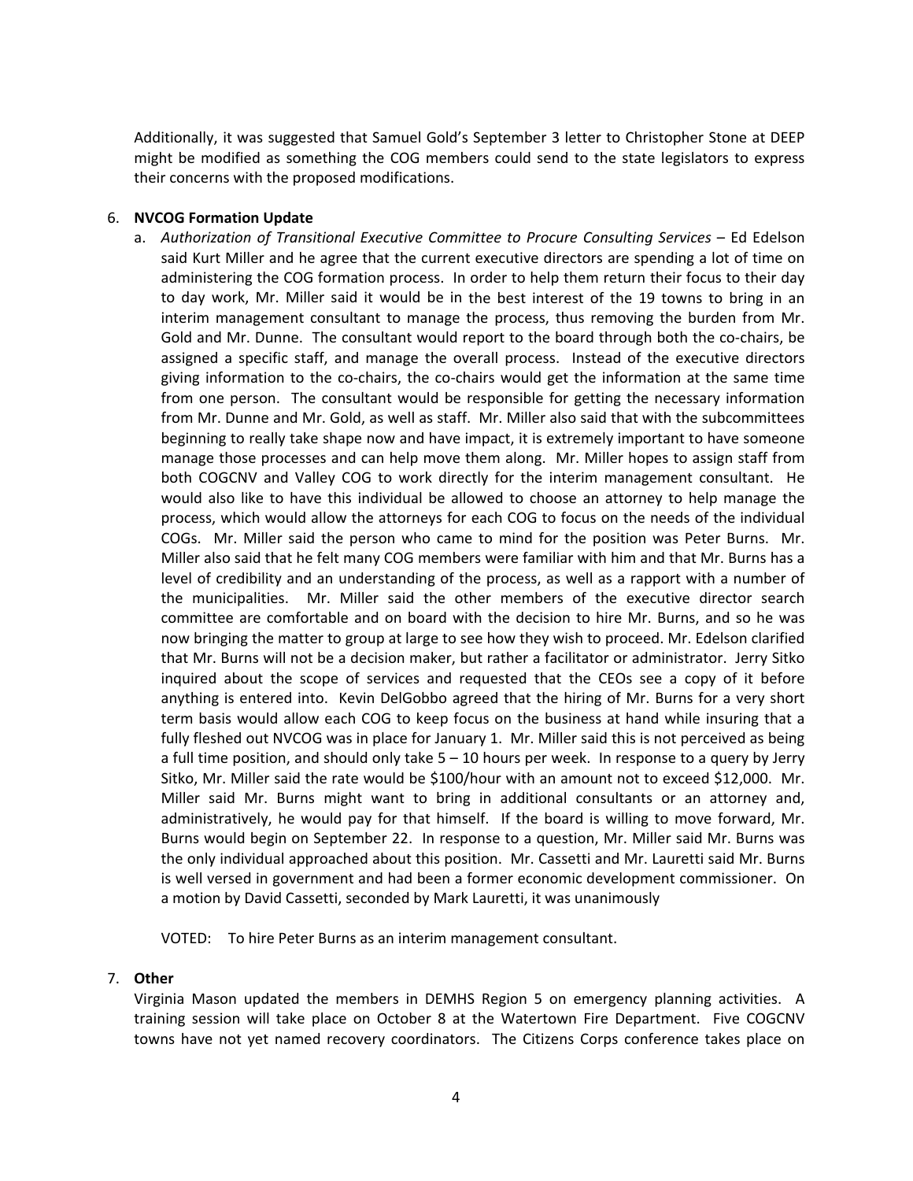Additionally, it was suggested that Samuel Gold's September 3 letter to Christopher Stone at DEEP might be modified as something the COG members could send to the state legislators to express their concerns with the proposed modifications.

6. **NVCOG Formation Update**
   a. *Authorization of Transitional Executive Committee to Procure Consulting Services* – Ed Edelson said Kurt Miller and he agree that the current executive directors are spending a lot of time on administering the COG formation process. In order to help them return their focus to their day to day work, Mr. Miller said it would be in the best interest of the 19 towns to bring in an interim management consultant to manage the process, thus removing the burden from Mr. Gold and Mr. Dunne. The consultant would report to the board through both the co-chairs, be assigned a specific staff, and manage the overall process. Instead of the executive directors giving information to the co-chairs, the co-chairs would get the information at the same time from one person. The consultant would be responsible for getting the necessary information from Mr. Dunne and Mr. Gold, as well as staff. Mr. Miller also said that with the subcommittees beginning to really take shape now and have impact, it is extremely important to have someone manage those processes and can help move them along. Mr. Miller hopes to assign staff from both COGCNV and Valley COG to work directly for the interim management consultant. He would also like to have this individual be allowed to choose an attorney to help manage the process, which would allow the attorneys for each COG to focus on the needs of the individual COGs. Mr. Miller said the person who came to mind for the position was Peter Burns. Mr. Miller also said that he felt many COG members were familiar with him and that Mr. Burns has a level of credibility and an understanding of the process, as well as a rapport with a number of the municipalities. Mr. Miller said the other members of the executive director search committee are comfortable and on board with the decision to hire Mr. Burns, and so he was now bringing the matter to group at large to see how they wish to proceed. Mr. Edelson clarified that Mr. Burns will not be a decision maker, but rather a facilitator or administrator. Jerry Sitko inquired about the scope of services and requested that the CEOs see a copy of it before anything is entered into. Kevin DelGobbo agreed that the hiring of Mr. Burns for a very short term basis would allow each COG to keep focus on the business at hand while insuring that a fully fleshed out NVCOG was in place for January 1. Mr. Miller said this is not perceived as being a full time position, and should only take 5 – 10 hours per week. In response to a query by Jerry Sitko, Mr. Miller said the rate would be $100/hour with an amount not to exceed $12,000. Mr. Miller said Mr. Burns might want to bring in additional consultants or an attorney and, administratively, he would pay for that himself. If the board is willing to move forward, Mr. Burns would begin on September 22. In response to a question, Mr. Miller said Mr. Burns was the only individual approached about this position. Mr. Cassetti and Mr. Lauretti said Mr. Burns is well versed in government and had been a former economic development commissioner. On a motion by David Cassetti, seconded by Mark Lauretti, it was unanimously

      VOTED: To hire Peter Burns as an interim management consultant.

7. **Other**

   Virginia Mason updated the members in DEMHS Region 5 on emergency planning activities. A training session will take place on October 8 at the Watertown Fire Department. Five COGCNV towns have not yet named recovery coordinators. The Citizens Corps conference takes place on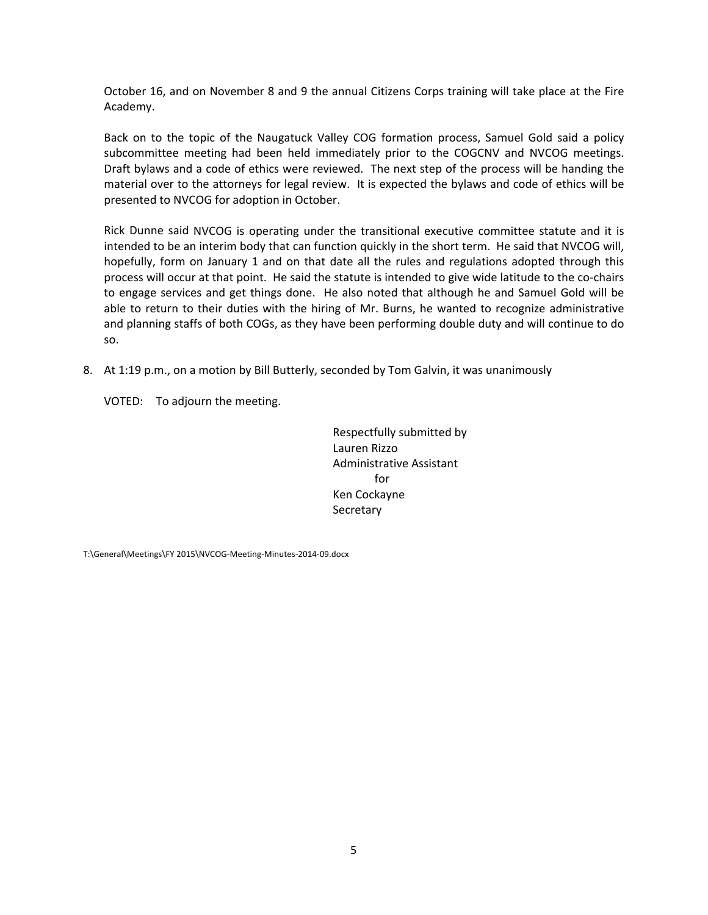October 16, and on November 8 and 9 the annual Citizens Corps training will take place at the Fire Academy.

Back on to the topic of the Naugatuck Valley COG formation process, Samuel Gold said a policy subcommittee meeting had been held immediately prior to the COGCNV and NVCOG meetings. Draft bylaws and a code of ethics were reviewed. The next step of the process will be handing the material over to the attorneys for legal review. It is expected the bylaws and code of ethics will be presented to NVCOG for adoption in October.

Rick Dunne said NVCOG is operating under the transitional executive committee statute and it is intended to be an interim body that can function quickly in the short term. He said that NVCOG will, hopefully, form on January 1 and on that date all the rules and regulations adopted through this process will occur at that point. He said the statute is intended to give wide latitude to the co-chairs to engage services and get things done. He also noted that although he and Samuel Gold will be able to return to their duties with the hiring of Mr. Burns, he wanted to recognize administrative and planning staffs of both COGs, as they have been performing double duty and will continue to do so.

8. At 1:19 p.m., on a motion by Bill Butterly, seconded by Tom Galvin, it was unanimously

   VOTED: To adjourn the meeting.

Respectfully submitted by
Lauren Rizzo
Administrative Assistant
for
Ken Cockayne
Secretary

T:\General\Meetings\FY 2015\NVCOG-Meeting-Minutes-2014-09.docx